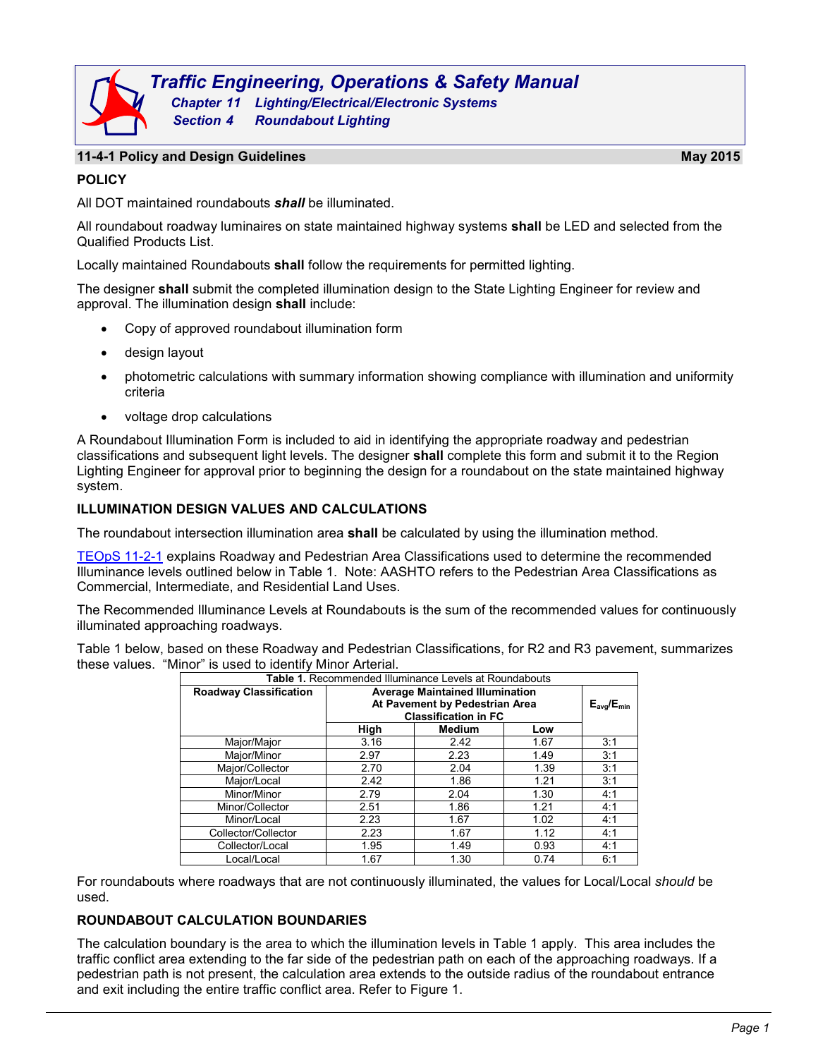# Traffic Engineering, Operations & Safety Manual

## Chapter 11 Lighting/Electrical/Electronic Systems

## Section 4 Roundabout Lighting

### 11-4-1 Policy and Design Guidelines

May 2015

**POLICY**

All DOT maintained roundabouts ***shall*** be illuminated.

All roundabout roadway luminaires on state maintained highway systems **shall** be LED and selected from the Qualified Products List.

Locally maintained Roundabouts **shall** follow the requirements for permitted lighting.

The designer **shall** submit the completed illumination design to the State Lighting Engineer for review and approval. The illumination design **shall** include:

- Copy of approved roundabout illumination form
- design layout
- photometric calculations with summary information showing compliance with illumination and uniformity criteria
- voltage drop calculations

A Roundabout Illumination Form is included to aid in identifying the appropriate roadway and pedestrian classifications and subsequent light levels. The designer **shall** complete this form and submit it to the Region Lighting Engineer for approval prior to beginning the design for a roundabout on the state maintained highway system.

**ILLUMINATION DESIGN VALUES AND CALCULATIONS**

The roundabout intersection illumination area **shall** be calculated by using the illumination method.

TEOpS 11-2-1 explains Roadway and Pedestrian Area Classifications used to determine the recommended Illuminance levels outlined below in Table 1. Note: AASHTO refers to the Pedestrian Area Classifications as Commercial, Intermediate, and Residential Land Uses.

The Recommended Illuminance Levels at Roundabouts is the sum of the recommended values for continuously illuminated approaching roadways.

Table 1 below, based on these Roadway and Pedestrian Classifications, for R2 and R3 pavement, summarizes these values. “Minor” is used to identify Minor Arterial.

**Table 1.** Recommended Illuminance Levels at Roundabouts

| Roadway Classification | Average Maintained Illumination At Pavement by Pedestrian Area Classification in FC | | | $E_{avg}/E_{min}$ |
|---|---|---|---|---|
| | High | Medium | Low | |
| Major/Major | 3.16 | 2.42 | 1.67 | 3:1 |
| Major/Minor | 2.97 | 2.23 | 1.49 | 3:1 |
| Major/Collector | 2.70 | 2.04 | 1.39 | 3:1 |
| Major/Local | 2.42 | 1.86 | 1.21 | 3:1 |
| Minor/Minor | 2.79 | 2.04 | 1.30 | 4:1 |
| Minor/Collector | 2.51 | 1.86 | 1.21 | 4:1 |
| Minor/Local | 2.23 | 1.67 | 1.02 | 4:1 |
| Collector/Collector | 2.23 | 1.67 | 1.12 | 4:1 |
| Collector/Local | 1.95 | 1.49 | 0.93 | 4:1 |
| Local/Local | 1.67 | 1.30 | 0.74 | 6:1 |

For roundabouts where roadways that are not continuously illuminated, the values for Local/Local *should* be used.

**ROUNDABOUT CALCULATION BOUNDARIES**

The calculation boundary is the area to which the illumination levels in Table 1 apply. This area includes the traffic conflict area extending to the far side of the pedestrian path on each of the approaching roadways. If a pedestrian path is not present, the calculation area extends to the outside radius of the roundabout entrance and exit including the entire traffic conflict area. Refer to Figure 1.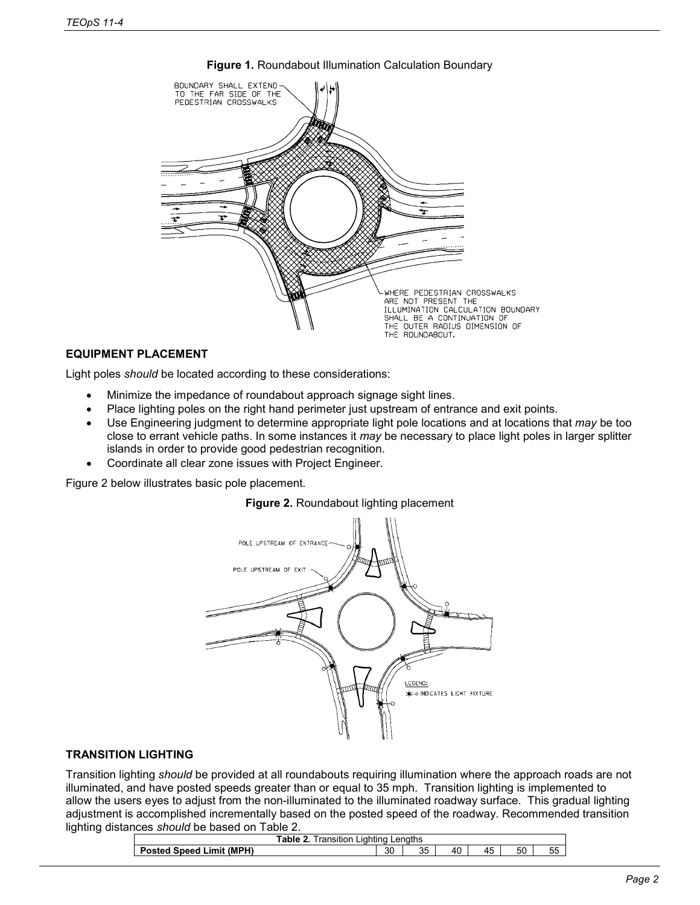**Figure 1.** Roundabout Illumination Calculation Boundary

BOUNDARY SHALL EXTEND TO THE FAR SIDE OF THE PEDESTRIAN CROSSWALKS

WHERE PEDESTRIAN CROSSWALKS ARE NOT PRESENT THE ILLUMINATION CALCULATION BOUNDARY SHALL BE A CONTINUATION OF THE OUTER RADIUS DIMENSION OF THE ROUNDABOUT.

## EQUIPMENT PLACEMENT

Light poles *should* be located according to these considerations:

- Minimize the impedance of roundabout approach signage sight lines.
- Place lighting poles on the right hand perimeter just upstream of entrance and exit points.
- Use Engineering judgment to determine appropriate light pole locations and at locations that *may* be too close to errant vehicle paths. In some instances it *may* be necessary to place light poles in larger splitter islands in order to provide good pedestrian recognition.
- Coordinate all clear zone issues with Project Engineer.

Figure 2 below illustrates basic pole placement.

**Figure 2.** Roundabout lighting placement

POLE UPSTREAM OF ENTRANCE

POLE UPSTREAM OF EXIT

LEGEND: INDICATES LIGHT FIXTURE

## TRANSITION LIGHTING

Transition lighting *should* be provided at all roundabouts requiring illumination where the approach roads are not illuminated, and have posted speeds greater than or equal to 35 mph. Transition lighting is implemented to allow the users eyes to adjust from the non-illuminated to the illuminated roadway surface. This gradual lighting adjustment is accomplished incrementally based on the posted speed of the roadway. Recommended transition lighting distances *should* be based on Table 2.

**Table 2.** Transition Lighting Lengths

| **Posted Speed Limit (MPH)** | 30 | 35 | 40 | 45 | 50 | 55 |
|---|---|---|---|---|---|---|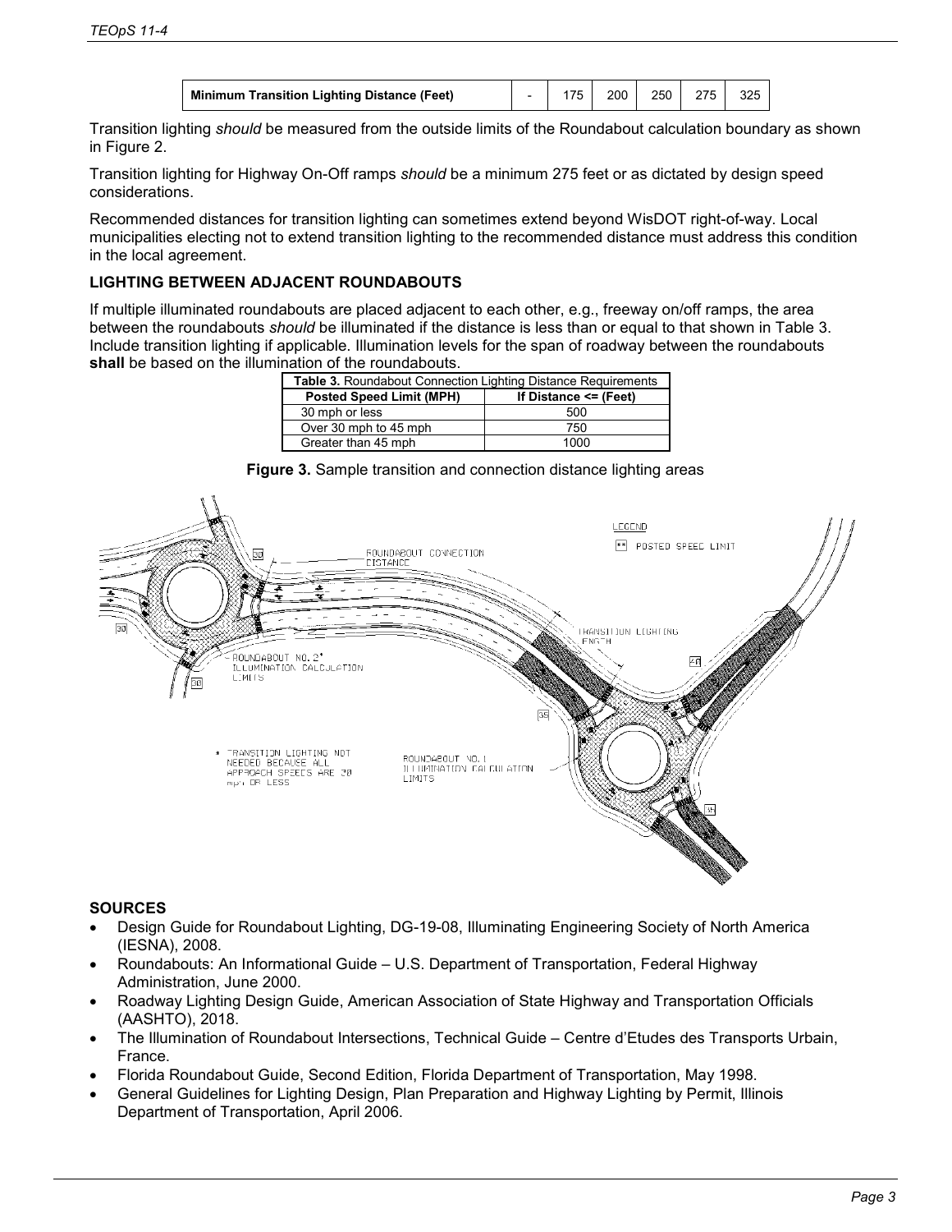| Minimum Transition Lighting Distance (Feet) | - | 175 | 200 | 250 | 275 | 325 |
|---|---|---|---|---|---|---|

Transition lighting *should* be measured from the outside limits of the Roundabout calculation boundary as shown in Figure 2.

Transition lighting for Highway On-Off ramps *should* be a minimum 275 feet or as dictated by design speed considerations.

Recommended distances for transition lighting can sometimes extend beyond WisDOT right-of-way. Local municipalities electing not to extend transition lighting to the recommended distance must address this condition in the local agreement.

### LIGHTING BETWEEN ADJACENT ROUNDABOUTS

If multiple illuminated roundabouts are placed adjacent to each other, e.g., freeway on/off ramps, the area between the roundabouts *should* be illuminated if the distance is less than or equal to that shown in Table 3. Include transition lighting if applicable. Illumination levels for the span of roadway between the roundabouts **shall** be based on the illumination of the roundabouts.

**Table 3.** Roundabout Connection Lighting Distance Requirements

| Posted Speed Limit (MPH) | If Distance <= (Feet) |
|---|---|
| 30 mph or less | 500 |
| Over 30 mph to 45 mph | 750 |
| Greater than 45 mph | 1000 |

**Figure 3.** Sample transition and connection distance lighting areas

### SOURCES

- Design Guide for Roundabout Lighting, DG-19-08, Illuminating Engineering Society of North America (IESNA), 2008.
- Roundabouts: An Informational Guide – U.S. Department of Transportation, Federal Highway Administration, June 2000.
- Roadway Lighting Design Guide, American Association of State Highway and Transportation Officials (AASHTO), 2018.
- The Illumination of Roundabout Intersections, Technical Guide – Centre d'Etudes des Transports Urbain, France.
- Florida Roundabout Guide, Second Edition, Florida Department of Transportation, May 1998.
- General Guidelines for Lighting Design, Plan Preparation and Highway Lighting by Permit, Illinois Department of Transportation, April 2006.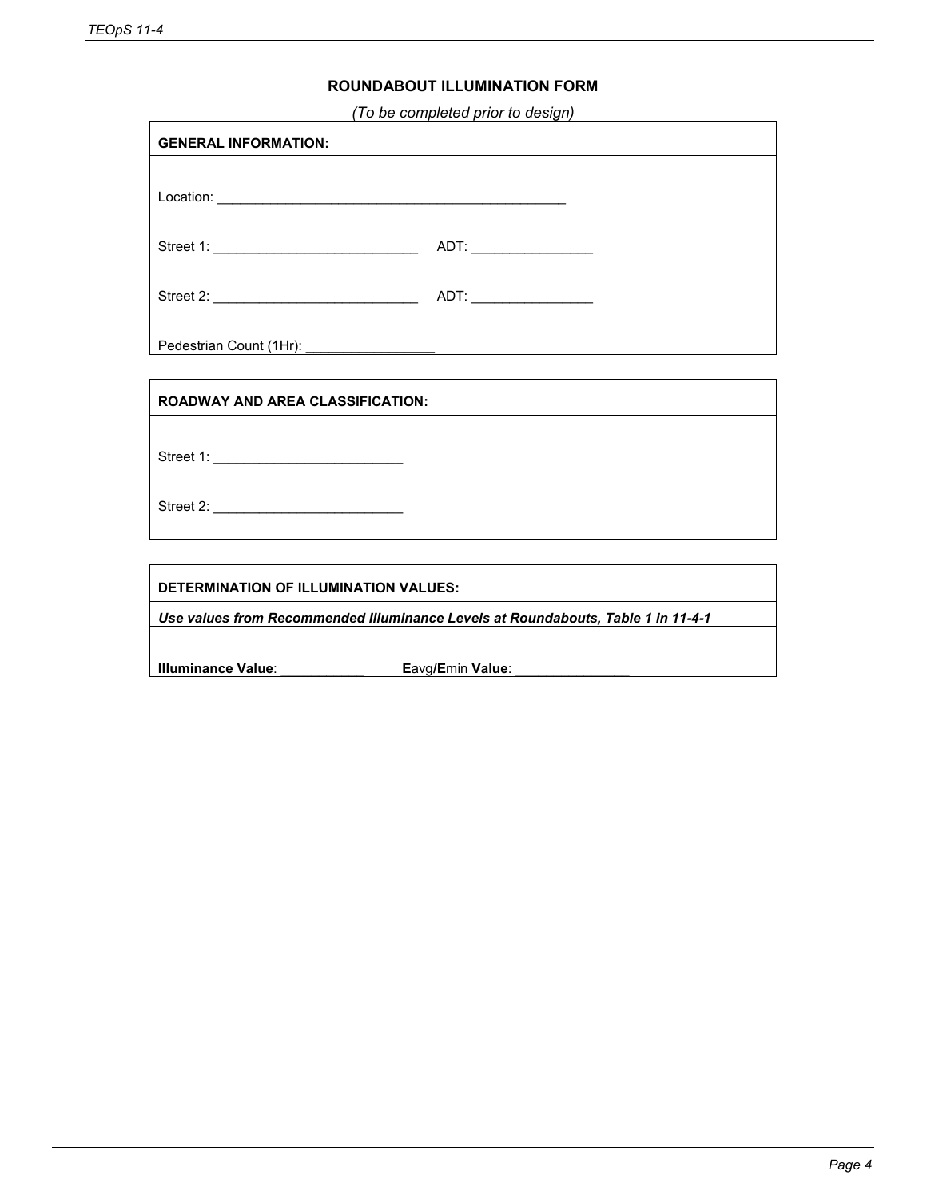## ROUNDABOUT ILLUMINATION FORM

*(To be completed prior to design)*

**GENERAL INFORMATION:**

Location: ____________________________________________

Street 1: ___________________________ ADT: ________________

Street 2: ___________________________ ADT: ________________

Pedestrian Count (1Hr): _________________

**ROADWAY AND AREA CLASSIFICATION:**

Street 1: _________________________

Street 2: _________________________

**DETERMINATION OF ILLUMINATION VALUES:**

***Use values from Recommended Illuminance Levels at Roundabouts, Table 1 in 11-4-1***

**Illuminance Value**: ___________ **E**avg/**E**min **Value**: _______________